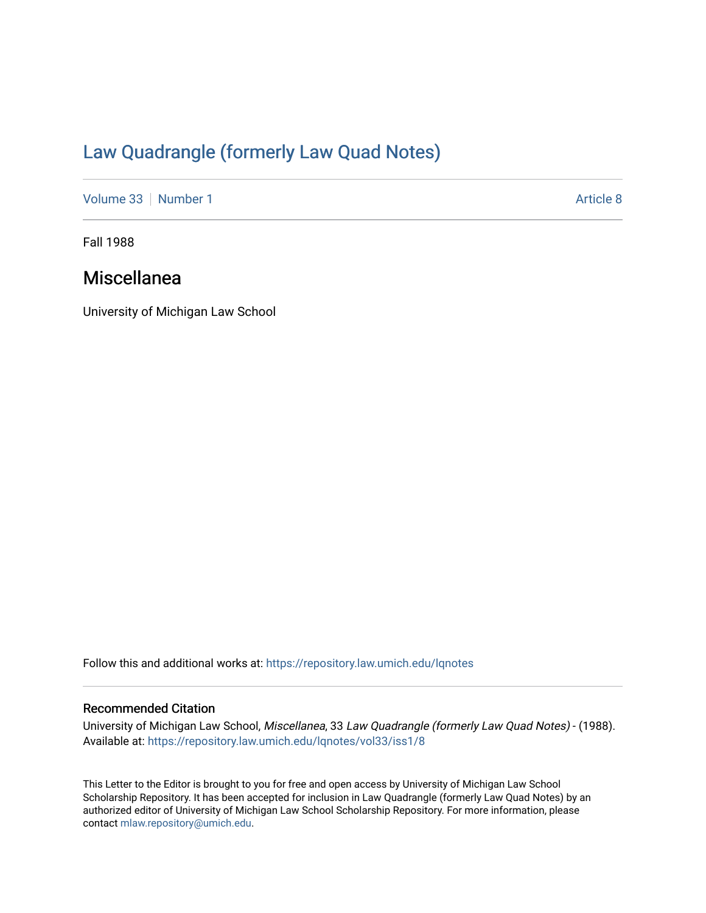# Law Quadrangle (formerly Law Quad Notes)

Volume 33 | Number 1 Article 8

Fall 1988

## Miscellanea

University of Michigan Law School

Follow this and additional works at: https://repository.law.umich.edu/lqnotes

### Recommended Citation

University of Michigan Law School, *Miscellanea*, 33 *Law Quadrangle (formerly Law Quad Notes)* - (1988). Available at: https://repository.law.umich.edu/lqnotes/vol33/iss1/8

This Letter to the Editor is brought to you for free and open access by University of Michigan Law School Scholarship Repository. It has been accepted for inclusion in Law Quadrangle (formerly Law Quad Notes) by an authorized editor of University of Michigan Law School Scholarship Repository. For more information, please contact mlaw.repository@umich.edu.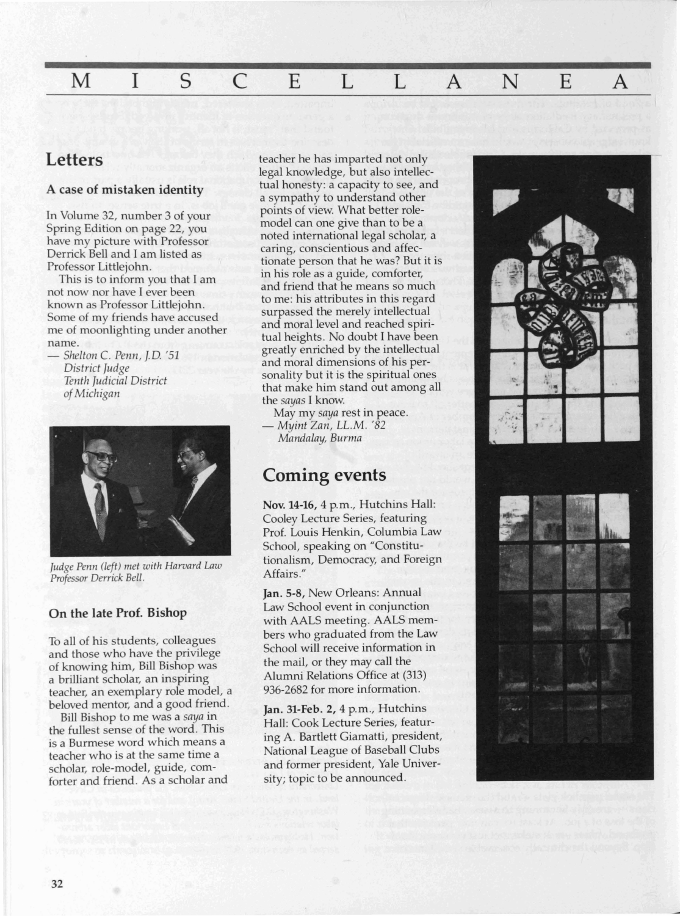# MISCELLANEA

## Letters

### A case of mistaken identity

In Volume 32, number 3 of your Spring Edition on page 22, you have my picture with Professor Derrick Bell and I am listed as Professor Littlejohn.

This is to inform you that I am not now nor have I ever been known as Professor Littlejohn. Some of my friends have accused me of moonlighting under another name.

— *Shelton C. Penn, J.D. '51*
*District Judge*
*Tenth Judicial District*
*of Michigan*

*Judge Penn (left) met with Harvard Law Professor Derrick Bell.*

### On the late Prof. Bishop

To all of his students, colleagues and those who have the privilege of knowing him, Bill Bishop was a brilliant scholar, an inspiring teacher, an exemplary role model, a beloved mentor, and a good friend.

Bill Bishop to me was a *saya* in the fullest sense of the word. This is a Burmese word which means a teacher who is at the same time a scholar, role-model, guide, comforter and friend. As a scholar and teacher he has imparted not only legal knowledge, but also intellectual honesty: a capacity to see, and a sympathy to understand other points of view. What better role-model can one give than to be a noted international legal scholar, a caring, conscientious and affectionate person that he was? But it is in his role as a guide, comforter, and friend that he means so much to me: his attributes in this regard surpassed the merely intellectual and moral level and reached spiritual heights. No doubt I have been greatly enriched by the intellectual and moral dimensions of his personality but it is the spiritual ones that make him stand out among all the *sayas* I know.

May my *saya* rest in peace.

— *Myint Zan, LL.M. '82*
*Mandalay, Burma*

## Coming events

**Nov. 14-16,** 4 p.m., Hutchins Hall: Cooley Lecture Series, featuring Prof. Louis Henkin, Columbia Law School, speaking on "Constitutionalism, Democracy, and Foreign Affairs."

**Jan. 5-8,** New Orleans: Annual Law School event in conjunction with AALS meeting. AALS members who graduated from the Law School will receive information in the mail, or they may call the Alumni Relations Office at (313) 936-2682 for more information.

**Jan. 31-Feb. 2,** 4 p.m., Hutchins Hall: Cook Lecture Series, featuring A. Bartlett Giamatti, president, National League of Baseball Clubs and former president, Yale University; topic to be announced.